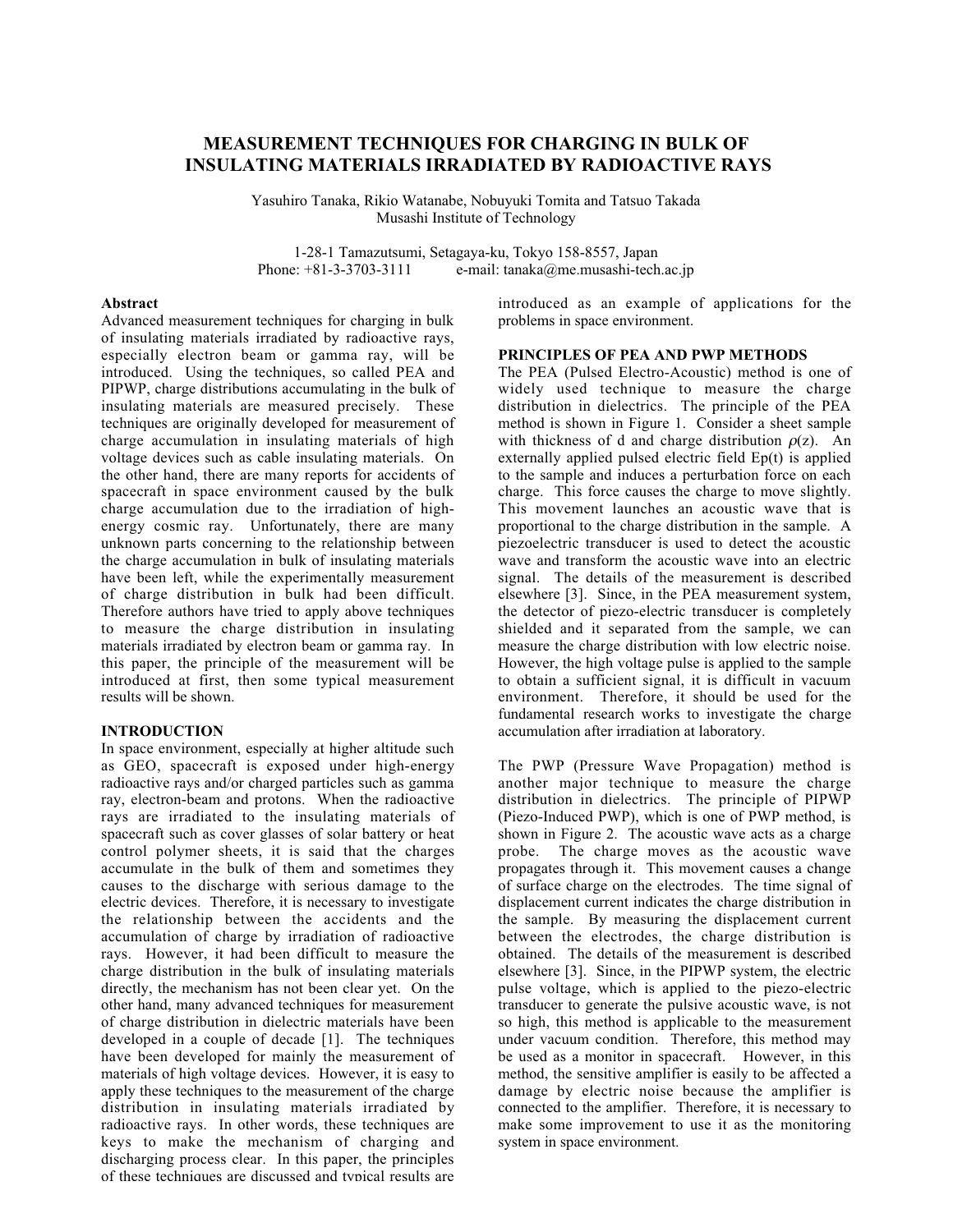# MEASUREMENT TECHNIQUES FOR CHARGING IN BULK OF INSULATING MATERIALS IRRADIATED BY RADIOACTIVE RAYS

Yasuhiro Tanaka, Rikio Watanabe, Nobuyuki Tomita and Tatsuo Takada
Musashi Institute of Technology

1-28-1 Tamazutsumi, Setagaya-ku, Tokyo 158-8557, Japan
Phone: +81-3-3703-3111 e-mail: tanaka@me.musashi-tech.ac.jp

**Abstract**

Advanced measurement techniques for charging in bulk of insulating materials irradiated by radioactive rays, especially electron beam or gamma ray, will be introduced. Using the techniques, so called PEA and PIPWP, charge distributions accumulating in the bulk of insulating materials are measured precisely. These techniques are originally developed for measurement of charge accumulation in insulating materials of high voltage devices such as cable insulating materials. On the other hand, there are many reports for accidents of spacecraft in space environment caused by the bulk charge accumulation due to the irradiation of high-energy cosmic ray. Unfortunately, there are many unknown parts concerning to the relationship between the charge accumulation in bulk of insulating materials have been left, while the experimentally measurement of charge distribution in bulk had been difficult. Therefore authors have tried to apply above techniques to measure the charge distribution in insulating materials irradiated by electron beam or gamma ray. In this paper, the principle of the measurement will be introduced at first, then some typical measurement results will be shown.

**INTRODUCTION**

In space environment, especially at higher altitude such as GEO, spacecraft is exposed under high-energy radioactive rays and/or charged particles such as gamma ray, electron-beam and protons. When the radioactive rays are irradiated to the insulating materials of spacecraft such as cover glasses of solar battery or heat control polymer sheets, it is said that the charges accumulate in the bulk of them and sometimes they causes to the discharge with serious damage to the electric devices. Therefore, it is necessary to investigate the relationship between the accidents and the accumulation of charge by irradiation of radioactive rays. However, it had been difficult to measure the charge distribution in the bulk of insulating materials directly, the mechanism has not been clear yet. On the other hand, many advanced techniques for measurement of charge distribution in dielectric materials have been developed in a couple of decade [1]. The techniques have been developed for mainly the measurement of materials of high voltage devices. However, it is easy to apply these techniques to the measurement of the charge distribution in insulating materials irradiated by radioactive rays. In other words, these techniques are keys to make the mechanism of charging and discharging process clear. In this paper, the principles of these techniques are discussed and typical results are introduced as an example of applications for the problems in space environment.

**PRINCIPLES OF PEA AND PWP METHODS**

The PEA (Pulsed Electro-Acoustic) method is one of widely used technique to measure the charge distribution in dielectrics. The principle of the PEA method is shown in Figure 1. Consider a sheet sample with thickness of d and charge distribution $\rho(z)$. An externally applied pulsed electric field Ep(t) is applied to the sample and induces a perturbation force on each charge. This force causes the charge to move slightly. This movement launches an acoustic wave that is proportional to the charge distribution in the sample. A piezoelectric transducer is used to detect the acoustic wave and transform the acoustic wave into an electric signal. The details of the measurement is described elsewhere [3]. Since, in the PEA measurement system, the detector of piezo-electric transducer is completely shielded and it separated from the sample, we can measure the charge distribution with low electric noise. However, the high voltage pulse is applied to the sample to obtain a sufficient signal, it is difficult in vacuum environment. Therefore, it should be used for the fundamental research works to investigate the charge accumulation after irradiation at laboratory.

The PWP (Pressure Wave Propagation) method is another major technique to measure the charge distribution in dielectrics. The principle of PIPWP (Piezo-Induced PWP), which is one of PWP method, is shown in Figure 2. The acoustic wave acts as a charge probe. The charge moves as the acoustic wave propagates through it. This movement causes a change of surface charge on the electrodes. The time signal of displacement current indicates the charge distribution in the sample. By measuring the displacement current between the electrodes, the charge distribution is obtained. The details of the measurement is described elsewhere [3]. Since, in the PIPWP system, the electric pulse voltage, which is applied to the piezo-electric transducer to generate the pulsive acoustic wave, is not so high, this method is applicable to the measurement under vacuum condition. Therefore, this method may be used as a monitor in spacecraft. However, in this method, the sensitive amplifier is easily to be affected a damage by electric noise because the amplifier is connected to the amplifier. Therefore, it is necessary to make some improvement to use it as the monitoring system in space environment.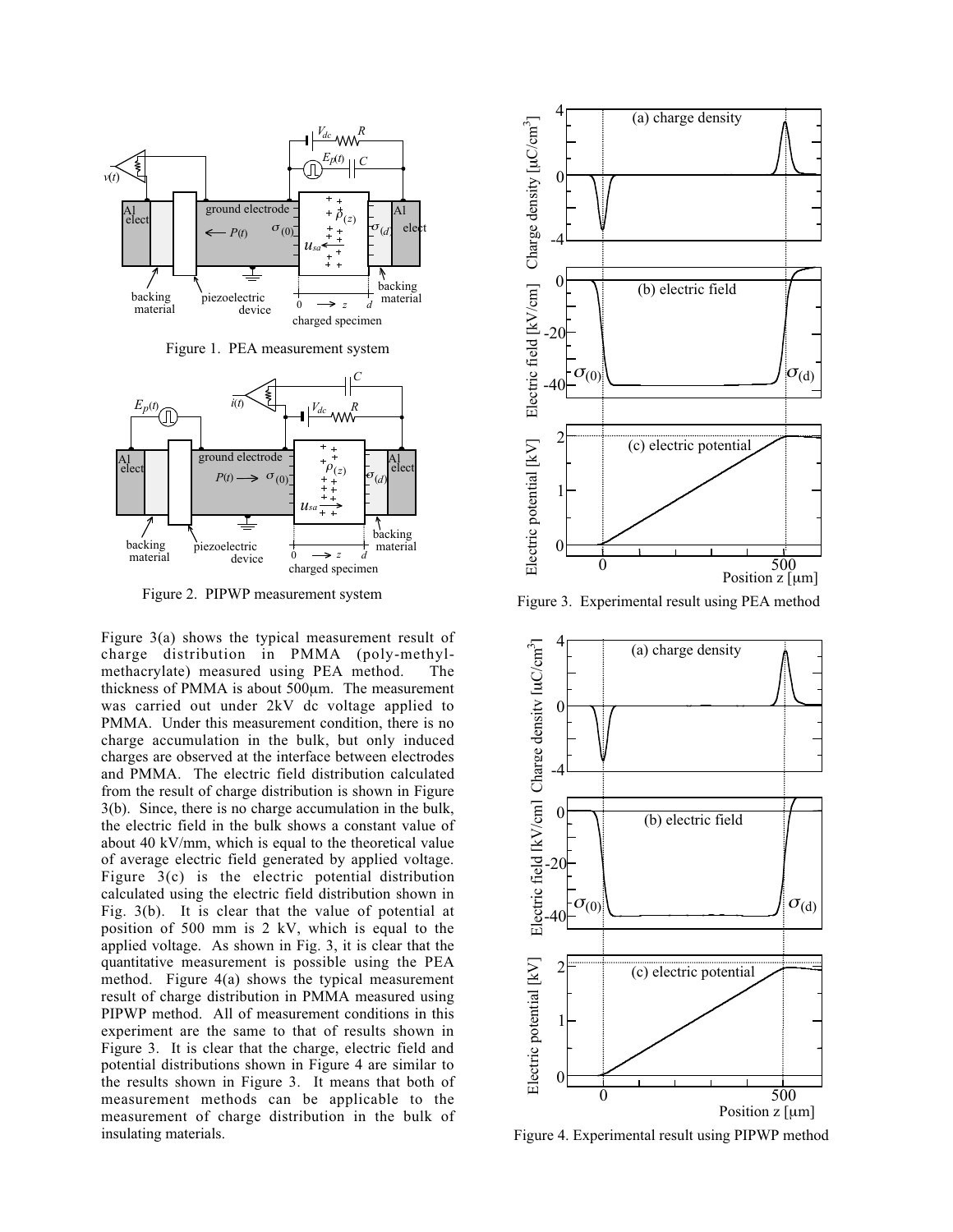Figure 1. PEA measurement system

Figure 2. PIPWP measurement system

Figure 3(a) shows the typical measurement result of charge distribution in PMMA (poly-methyl-methacrylate) measured using PEA method. The thickness of PMMA is about 500μm. The measurement was carried out under 2kV dc voltage applied to PMMA. Under this measurement condition, there is no charge accumulation in the bulk, but only induced charges are observed at the interface between electrodes and PMMA. The electric field distribution calculated from the result of charge distribution is shown in Figure 3(b). Since, there is no charge accumulation in the bulk, the electric field in the bulk shows a constant value of about 40 kV/mm, which is equal to the theoretical value of average electric field generated by applied voltage. Figure 3(c) is the electric potential distribution calculated using the electric field distribution shown in Fig. 3(b). It is clear that the value of potential at position of 500 mm is 2 kV, which is equal to the applied voltage. As shown in Fig. 3, it is clear that the quantitative measurement is possible using the PEA method. Figure 4(a) shows the typical measurement result of charge distribution in PMMA measured using PIPWP method. All of measurement conditions in this experiment are the same to that of results shown in Figure 3. It is clear that the charge, electric field and potential distributions shown in Figure 4 are similar to the results shown in Figure 3. It means that both of measurement methods can be applicable to the measurement of charge distribution in the bulk of insulating materials.

Figure 3. Experimental result using PEA method

Figure 4. Experimental result using PIPWP method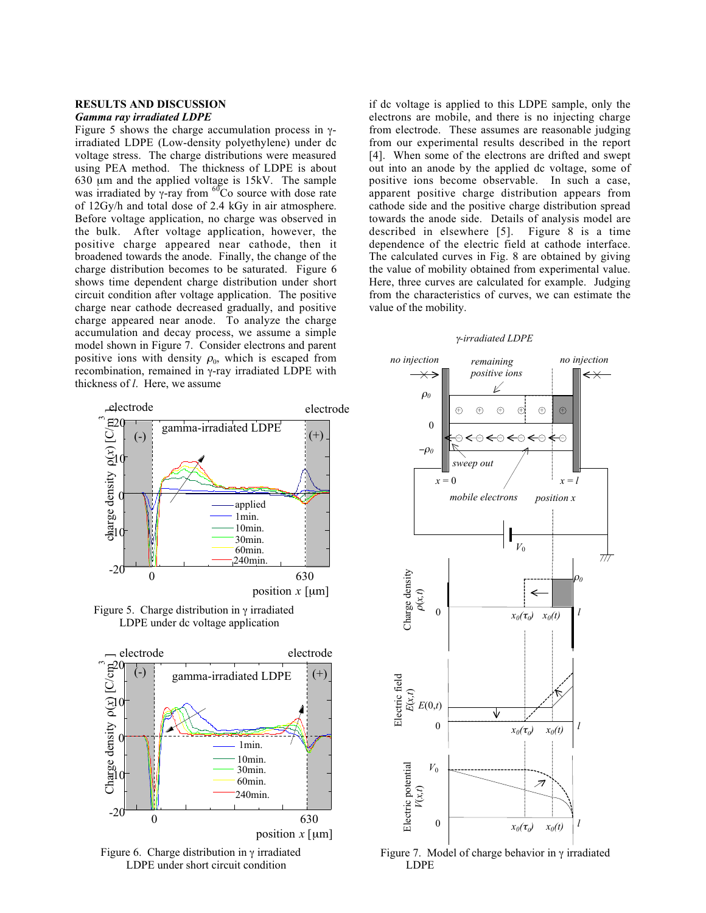## RESULTS AND DISCUSSION

### *Gamma ray irradiated LDPE*

Figure 5 shows the charge accumulation process in γ-irradiated LDPE (Low-density polyethylene) under dc voltage stress. The charge distributions were measured using PEA method. The thickness of LDPE is about 630 μm and the applied voltage is 15kV. The sample was irradiated by γ-ray from $^{60}Co$ source with dose rate of 12Gy/h and total dose of 2.4 kGy in air atmosphere. Before voltage application, no charge was observed in the bulk. After voltage application, however, the positive charge appeared near cathode, then it broadened towards the anode. Finally, the change of the charge distribution becomes to be saturated. Figure 6 shows time dependent charge distribution under short circuit condition after voltage application. The positive charge near cathode decreased gradually, and positive charge appeared near anode. To analyze the charge accumulation and decay process, we assume a simple model shown in Figure 7. Consider electrons and parent positive ions with density $\rho_0$, which is escaped from recombination, remained in γ-ray irradiated LDPE with thickness of *l*. Here, we assume if dc voltage is applied to this LDPE sample, only the electrons are mobile, and there is no injecting charge from electrode. These assumes are reasonable judging from our experimental results described in the report [4]. When some of the electrons are drifted and swept out into an anode by the applied dc voltage, some of positive ions become observable. In such a case, apparent positive charge distribution appears from cathode side and the positive charge distribution spread towards the anode side. Details of analysis model are described in elsewhere [5]. Figure 8 is a time dependence of the electric field at cathode interface. The calculated curves in Fig. 8 are obtained by giving the value of mobility obtained from experimental value. Here, three curves are calculated for example. Judging from the characteristics of curves, we can estimate the value of the mobility.

Figure 5. Charge distribution in γ irradiated LDPE under dc voltage application

Figure 6. Charge distribution in γ irradiated LDPE under short circuit condition

Figure 7. Model of charge behavior in γ irradiated LDPE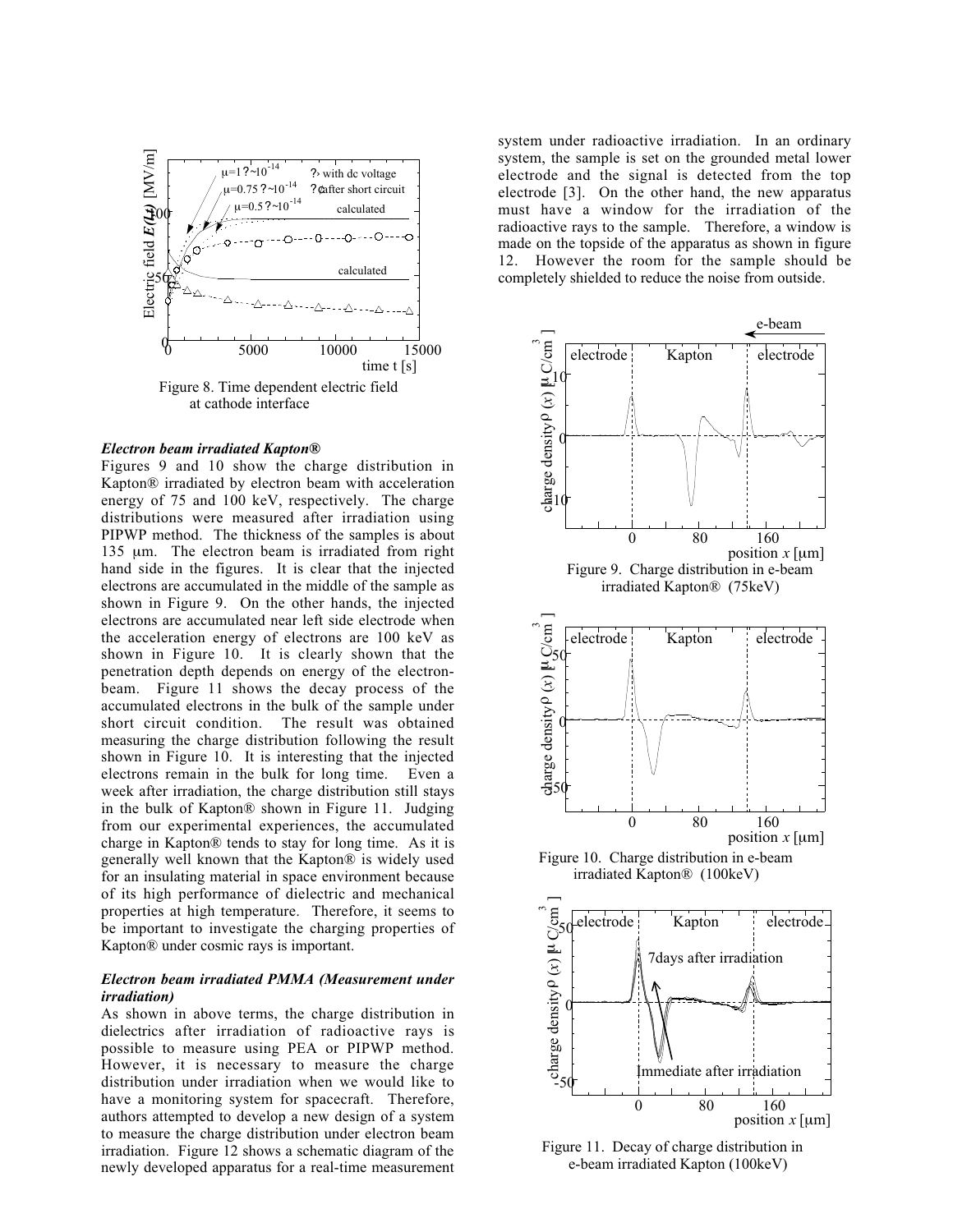Figure 8. Time dependent electric field at cathode interface

***Electron beam irradiated Kapton®***

Figures 9 and 10 show the charge distribution in Kapton® irradiated by electron beam with acceleration energy of 75 and 100 keV, respectively. The charge distributions were measured after irradiation using PIPWP method. The thickness of the samples is about 135 μm. The electron beam is irradiated from right hand side in the figures. It is clear that the injected electrons are accumulated in the middle of the sample as shown in Figure 9. On the other hands, the injected electrons are accumulated near left side electrode when the acceleration energy of electrons are 100 keV as shown in Figure 10. It is clearly shown that the penetration depth depends on energy of the electron-beam. Figure 11 shows the decay process of the accumulated electrons in the bulk of the sample under short circuit condition. The result was obtained measuring the charge distribution following the result shown in Figure 10. It is interesting that the injected electrons remain in the bulk for long time. Even a week after irradiation, the charge distribution still stays in the bulk of Kapton® shown in Figure 11. Judging from our experimental experiences, the accumulated charge in Kapton® tends to stay for long time. As it is generally well known that the Kapton® is widely used for an insulating material in space environment because of its high performance of dielectric and mechanical properties at high temperature. Therefore, it seems to be important to investigate the charging properties of Kapton® under cosmic rays is important.

***Electron beam irradiated PMMA (Measurement under irradiation)***

As shown in above terms, the charge distribution in dielectrics after irradiation of radioactive rays is possible to measure using PEA or PIPWP method. However, it is necessary to measure the charge distribution under irradiation when we would like to have a monitoring system for spacecraft. Therefore, authors attempted to develop a new design of a system to measure the charge distribution under electron beam irradiation. Figure 12 shows a schematic diagram of the newly developed apparatus for a real-time measurement system under radioactive irradiation. In an ordinary system, the sample is set on the grounded metal lower electrode and the signal is detected from the top electrode [3]. On the other hand, the new apparatus must have a window for the irradiation of the radioactive rays to the sample. Therefore, a window is made on the topside of the apparatus as shown in figure 12. However the room for the sample should be completely shielded to reduce the noise from outside.

Figure 9. Charge distribution in e-beam irradiated Kapton® (75keV)

Figure 10. Charge distribution in e-beam irradiated Kapton® (100keV)

Figure 11. Decay of charge distribution in e-beam irradiated Kapton (100keV)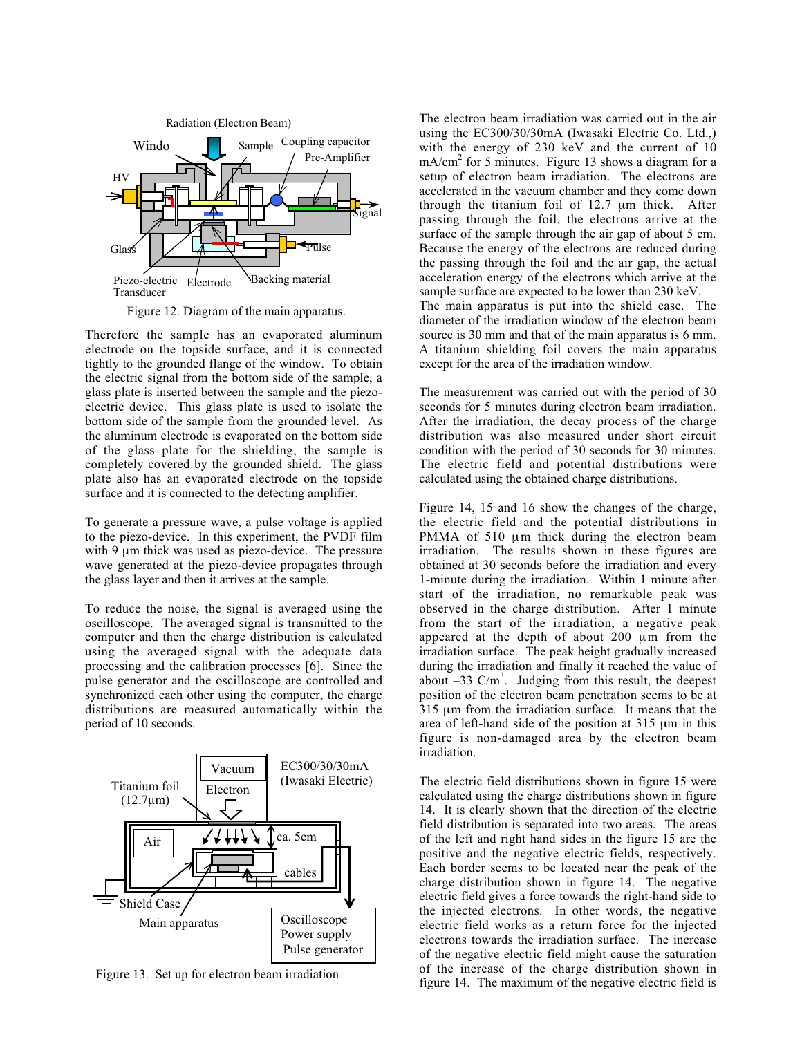Figure 12. Diagram of the main apparatus.

Therefore the sample has an evaporated aluminum electrode on the topside surface, and it is connected tightly to the grounded flange of the window. To obtain the electric signal from the bottom side of the sample, a glass plate is inserted between the sample and the piezo-electric device. This glass plate is used to isolate the bottom side of the sample from the grounded level. As the aluminum electrode is evaporated on the bottom side of the glass plate for the shielding, the sample is completely covered by the grounded shield. The glass plate also has an evaporated electrode on the topside surface and it is connected to the detecting amplifier.

To generate a pressure wave, a pulse voltage is applied to the piezo-device. In this experiment, the PVDF film with 9 μm thick was used as piezo-device. The pressure wave generated at the piezo-device propagates through the glass layer and then it arrives at the sample.

To reduce the noise, the signal is averaged using the oscilloscope. The averaged signal is transmitted to the computer and then the charge distribution is calculated using the averaged signal with the adequate data processing and the calibration processes [6]. Since the pulse generator and the oscilloscope are controlled and synchronized each other using the computer, the charge distributions are measured automatically within the period of 10 seconds.

Figure 13. Set up for electron beam irradiation

The electron beam irradiation was carried out in the air using the EC300/30/30mA (Iwasaki Electric Co. Ltd.,) with the energy of 230 keV and the current of 10 mA/cm$^2$ for 5 minutes. Figure 13 shows a diagram for a setup of electron beam irradiation. The electrons are accelerated in the vacuum chamber and they come down through the titanium foil of 12.7 μm thick. After passing through the foil, the electrons arrive at the surface of the sample through the air gap of about 5 cm. Because the energy of the electrons are reduced during the passing through the foil and the air gap, the actual acceleration energy of the electrons which arrive at the sample surface are expected to be lower than 230 keV. The main apparatus is put into the shield case. The diameter of the irradiation window of the electron beam source is 30 mm and that of the main apparatus is 6 mm. A titanium shielding foil covers the main apparatus except for the area of the irradiation window.

The measurement was carried out with the period of 30 seconds for 5 minutes during electron beam irradiation. After the irradiation, the decay process of the charge distribution was also measured under short circuit condition with the period of 30 seconds for 30 minutes. The electric field and potential distributions were calculated using the obtained charge distributions.

Figure 14, 15 and 16 show the changes of the charge, the electric field and the potential distributions in PMMA of 510 μm thick during the electron beam irradiation. The results shown in these figures are obtained at 30 seconds before the irradiation and every 1-minute during the irradiation. Within 1 minute after start of the irradiation, no remarkable peak was observed in the charge distribution. After 1 minute from the start of the irradiation, a negative peak appeared at the depth of about 200 μm from the irradiation surface. The peak height gradually increased during the irradiation and finally it reached the value of about –33 C/m$^3$. Judging from this result, the deepest position of the electron beam penetration seems to be at 315 μm from the irradiation surface. It means that the area of left-hand side of the position at 315 μm in this figure is non-damaged area by the electron beam irradiation.

The electric field distributions shown in figure 15 were calculated using the charge distributions shown in figure 14. It is clearly shown that the direction of the electric field distribution is separated into two areas. The areas of the left and right hand sides in the figure 15 are the positive and the negative electric fields, respectively. Each border seems to be located near the peak of the charge distribution shown in figure 14. The negative electric field gives a force towards the right-hand side to the injected electrons. In other words, the negative electric field works as a return force for the injected electrons towards the irradiation surface. The increase of the negative electric field might cause the saturation of the increase of the charge distribution shown in figure 14. The maximum of the negative electric field is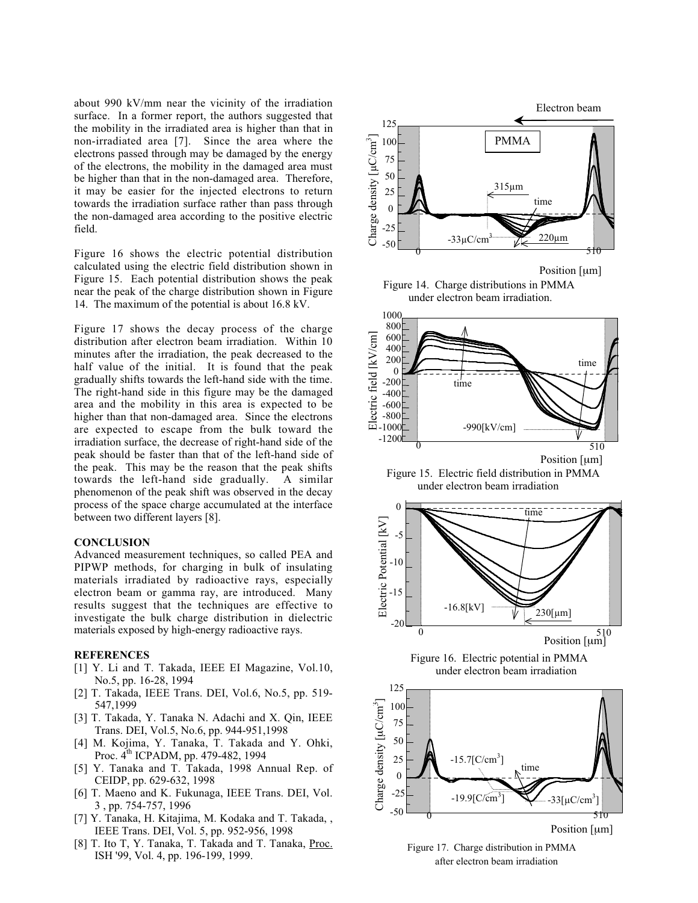about 990 kV/mm near the vicinity of the irradiation surface. In a former report, the authors suggested that the mobility in the irradiated area is higher than that in non-irradiated area [7]. Since the area where the electrons passed through may be damaged by the energy of the electrons, the mobility in the damaged area must be higher than that in the non-damaged area. Therefore, it may be easier for the injected electrons to return towards the irradiation surface rather than pass through the non-damaged area according to the positive electric field.

Figure 16 shows the electric potential distribution calculated using the electric field distribution shown in Figure 15. Each potential distribution shows the peak near the peak of the charge distribution shown in Figure 14. The maximum of the potential is about 16.8 kV.

Figure 17 shows the decay process of the charge distribution after electron beam irradiation. Within 10 minutes after the irradiation, the peak decreased to the half value of the initial. It is found that the peak gradually shifts towards the left-hand side with the time. The right-hand side in this figure may be the damaged area and the mobility in this area is expected to be higher than that non-damaged area. Since the electrons are expected to escape from the bulk toward the irradiation surface, the decrease of right-hand side of the peak should be faster than that of the left-hand side of the peak. This may be the reason that the peak shifts towards the left-hand side gradually. A similar phenomenon of the peak shift was observed in the decay process of the space charge accumulated at the interface between two different layers [8].

## CONCLUSION

Advanced measurement techniques, so called PEA and PIPWP methods, for charging in bulk of insulating materials irradiated by radioactive rays, especially electron beam or gamma ray, are introduced. Many results suggest that the techniques are effective to investigate the bulk charge distribution in dielectric materials exposed by high-energy radioactive rays.

## REFERENCES

[1] Y. Li and T. Takada, IEEE EI Magazine, Vol.10, No.5, pp. 16-28, 1994

[2] T. Takada, IEEE Trans. DEI, Vol.6, No.5, pp. 519-547,1999

[3] T. Takada, Y. Tanaka N. Adachi and X. Qin, IEEE Trans. DEI, Vol.5, No.6, pp. 944-951,1998

[4] M. Kojima, Y. Tanaka, T. Takada and Y. Ohki, Proc. 4th ICPADM, pp. 479-482, 1994

[5] Y. Tanaka and T. Takada, 1998 Annual Rep. of CEIDP, pp. 629-632, 1998

[6] T. Maeno and K. Fukunaga, IEEE Trans. DEI, Vol. 3 , pp. 754-757, 1996

[7] Y. Tanaka, H. Kitajima, M. Kodaka and T. Takada, , IEEE Trans. DEI, Vol. 5, pp. 952-956, 1998

[8] T. Ito T, Y. Tanaka, T. Takada and T. Tanaka, Proc. ISH '99, Vol. 4, pp. 196-199, 1999.

Electron beam
PMMA
Charge density [μC/cm3]
125
100
75
50
25
0
-25
-50
315μm
time
-33μC/cm3
220μm
0
510
Position [μm]

Figure 14. Charge distributions in PMMA under electron beam irradiation.

Electric field [kV/cm]
1000
800
600
400
200
0
-200
-400
-600
-800
-1000
-1200
time
time
-990[kV/cm]
0
510
Position [μm]

Figure 15. Electric field distribution in PMMA under electron beam irradiation

Electric Potential [kV]
0
-5
-10
-15
-20
time
-16.8[kV]
230[μm]
0
510
Position [μm]

Figure 16. Electric potential in PMMA under electron beam irradiation

Charge density [μC/cm3]
125
100
75
50
25
0
-25
-50
-15.7[C/cm3]
time
-19.9[C/cm3]
-33[μC/cm3]
0
510
Position [μm]

Figure 17. Charge distribution in PMMA after electron beam irradiation